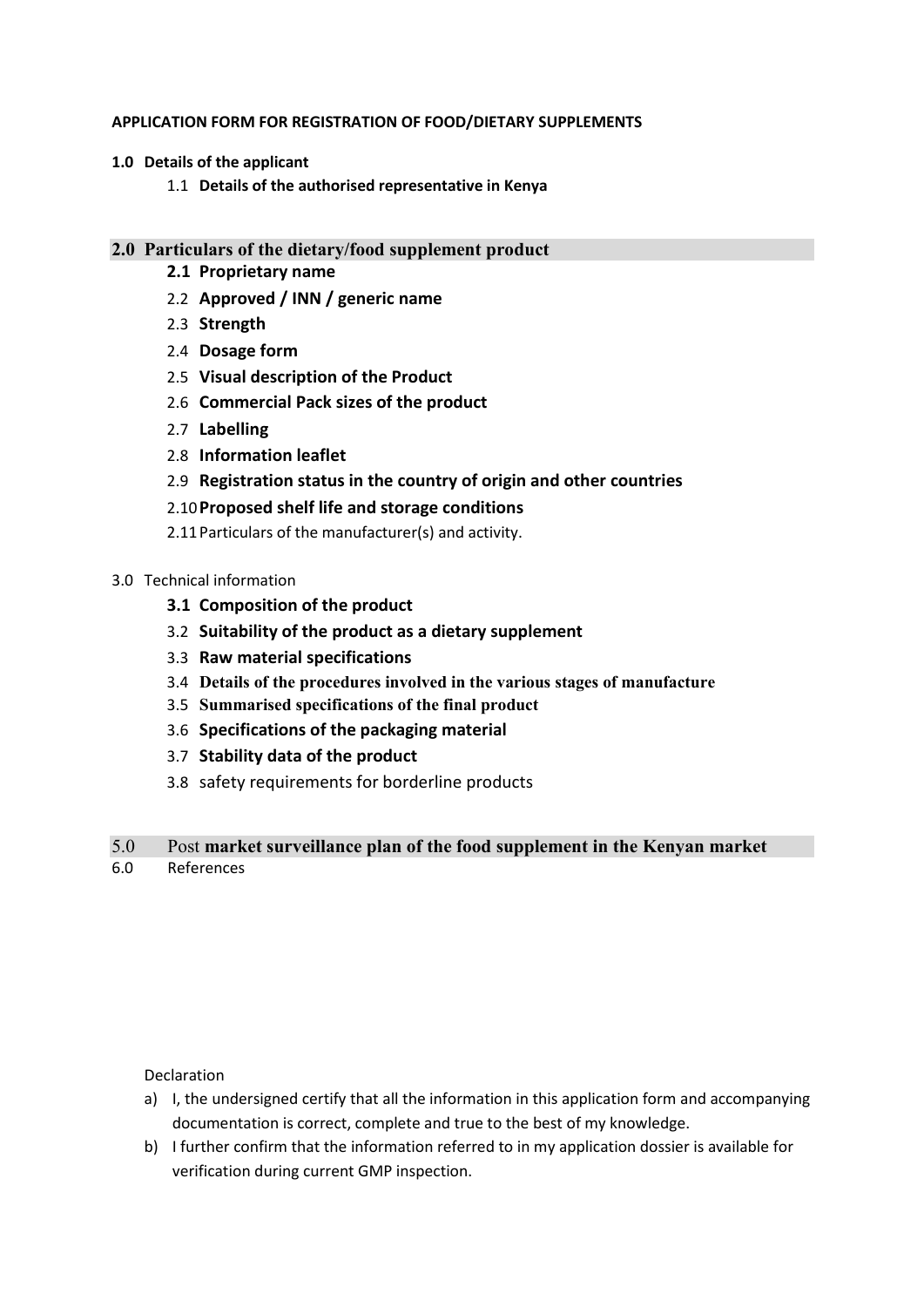**APPLICATION FORM FOR REGISTRATION OF FOOD/DIETARY SUPPLEMENTS**

**1.0 Details of the applicant**

1.1 **Details of the authorised representative in Kenya**

## 2.0 Particulars of the dietary/food supplement product

**2.1 Proprietary name**

2.2 **Approved / INN / generic name**

2.3 **Strength**

2.4 **Dosage form**

2.5 **Visual description of the Product**

2.6 **Commercial Pack sizes of the product**

2.7 **Labelling**

2.8 **Information leaflet**

2.9 **Registration status in the country of origin and other countries**

2.10 **Proposed shelf life and storage conditions**

2.11 Particulars of the manufacturer(s) and activity.

3.0 Technical information

**3.1 Composition of the product**

3.2 **Suitability of the product as a dietary supplement**

3.3 **Raw material specifications**

3.4 **Details of the procedures involved in the various stages of manufacture**

3.5 **Summarised specifications of the final product**

3.6 **Specifications of the packaging material**

3.7 **Stability data of the product**

3.8 safety requirements for borderline products

## 5.0 Post **market surveillance plan of the food supplement in the Kenyan market**

6.0 References

Declaration

a) I, the undersigned certify that all the information in this application form and accompanying documentation is correct, complete and true to the best of my knowledge.

b) I further confirm that the information referred to in my application dossier is available for verification during current GMP inspection.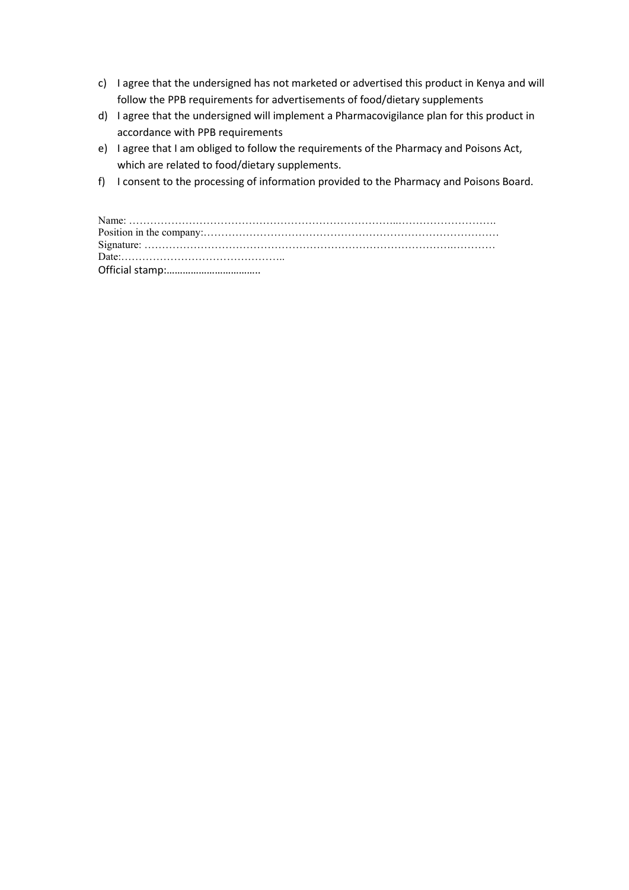c) I agree that the undersigned has not marketed or advertised this product in Kenya and will follow the PPB requirements for advertisements of food/dietary supplements
d) I agree that the undersigned will implement a Pharmacovigilance plan for this product in accordance with PPB requirements
e) I agree that I am obliged to follow the requirements of the Pharmacy and Poisons Act, which are related to food/dietary supplements.
f) I consent to the processing of information provided to the Pharmacy and Poisons Board.

Name: ……………………………………………………………………..……………………….

Position in the company:……………………………………………………………………………

Signature: ……………………………………………………………………………….…………

Date:………………………………………..

Official stamp:……………………………..